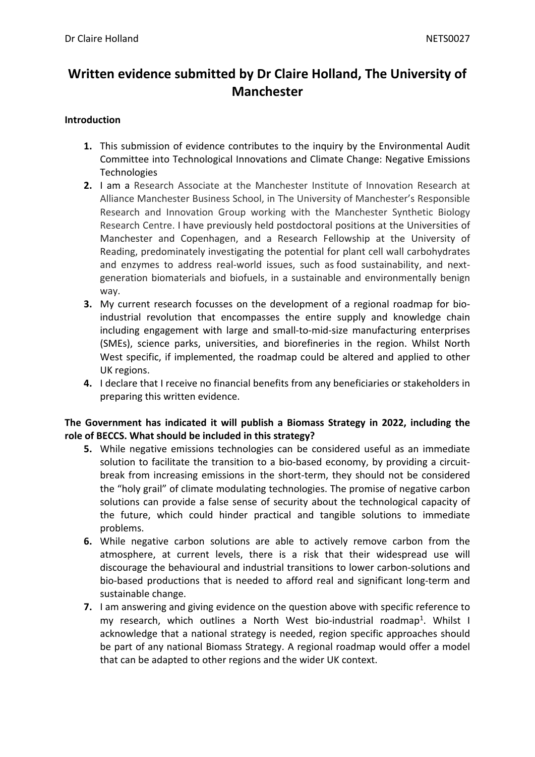# Written evidence submitted by Dr Claire Holland, The University of Manchester

**Introduction**

1. This submission of evidence contributes to the inquiry by the Environmental Audit Committee into Technological Innovations and Climate Change: Negative Emissions Technologies
2. I am a Research Associate at the Manchester Institute of Innovation Research at Alliance Manchester Business School, in The University of Manchester's Responsible Research and Innovation Group working with the Manchester Synthetic Biology Research Centre. I have previously held postdoctoral positions at the Universities of Manchester and Copenhagen, and a Research Fellowship at the University of Reading, predominately investigating the potential for plant cell wall carbohydrates and enzymes to address real-world issues, such as food sustainability, and next-generation biomaterials and biofuels, in a sustainable and environmentally benign way.
3. My current research focusses on the development of a regional roadmap for bio-industrial revolution that encompasses the entire supply and knowledge chain including engagement with large and small-to-mid-size manufacturing enterprises (SMEs), science parks, universities, and biorefineries in the region. Whilst North West specific, if implemented, the roadmap could be altered and applied to other UK regions.
4. I declare that I receive no financial benefits from any beneficiaries or stakeholders in preparing this written evidence.

**The Government has indicated it will publish a Biomass Strategy in 2022, including the role of BECCS. What should be included in this strategy?**

5. While negative emissions technologies can be considered useful as an immediate solution to facilitate the transition to a bio-based economy, by providing a circuit-break from increasing emissions in the short-term, they should not be considered the "holy grail" of climate modulating technologies. The promise of negative carbon solutions can provide a false sense of security about the technological capacity of the future, which could hinder practical and tangible solutions to immediate problems.
6. While negative carbon solutions are able to actively remove carbon from the atmosphere, at current levels, there is a risk that their widespread use will discourage the behavioural and industrial transitions to lower carbon-solutions and bio-based productions that is needed to afford real and significant long-term and sustainable change.
7. I am answering and giving evidence on the question above with specific reference to my research, which outlines a North West bio-industrial roadmap[1]. Whilst I acknowledge that a national strategy is needed, region specific approaches should be part of any national Biomass Strategy. A regional roadmap would offer a model that can be adapted to other regions and the wider UK context.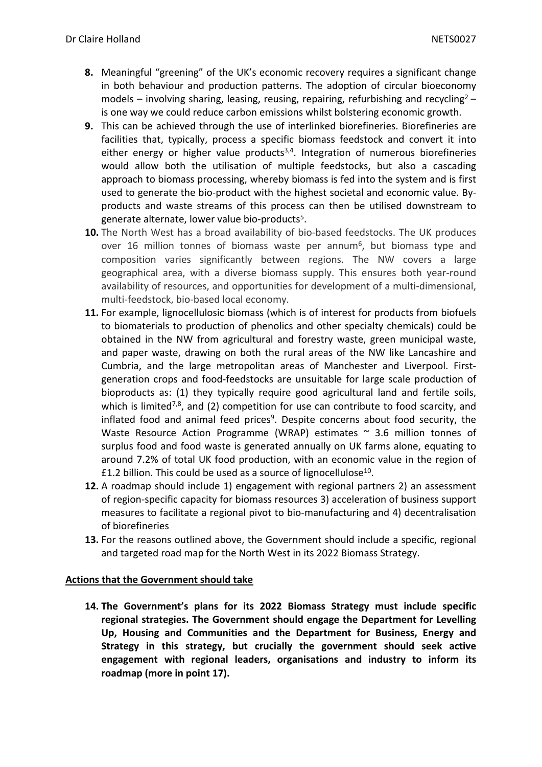8. Meaningful "greening" of the UK's economic recovery requires a significant change in both behaviour and production patterns. The adoption of circular bioeconomy models – involving sharing, leasing, reusing, repairing, refurbishing and recycling[2] – is one way we could reduce carbon emissions whilst bolstering economic growth.
9. This can be achieved through the use of interlinked biorefineries. Biorefineries are facilities that, typically, process a specific biomass feedstock and convert it into either energy or higher value products[3,4]. Integration of numerous biorefineries would allow both the utilisation of multiple feedstocks, but also a cascading approach to biomass processing, whereby biomass is fed into the system and is first used to generate the bio-product with the highest societal and economic value. By-products and waste streams of this process can then be utilised downstream to generate alternate, lower value bio-products[5].
10. The North West has a broad availability of bio-based feedstocks. The UK produces over 16 million tonnes of biomass waste per annum[6], but biomass type and composition varies significantly between regions. The NW covers a large geographical area, with a diverse biomass supply. This ensures both year-round availability of resources, and opportunities for development of a multi-dimensional, multi-feedstock, bio-based local economy.
11. For example, lignocellulosic biomass (which is of interest for products from biofuels to biomaterials to production of phenolics and other specialty chemicals) could be obtained in the NW from agricultural and forestry waste, green municipal waste, and paper waste, drawing on both the rural areas of the NW like Lancashire and Cumbria, and the large metropolitan areas of Manchester and Liverpool. First-generation crops and food-feedstocks are unsuitable for large scale production of bioproducts as: (1) they typically require good agricultural land and fertile soils, which is limited[7,8], and (2) competition for use can contribute to food scarcity, and inflated food and animal feed prices[9]. Despite concerns about food security, the Waste Resource Action Programme (WRAP) estimates ~ 3.6 million tonnes of surplus food and food waste is generated annually on UK farms alone, equating to around 7.2% of total UK food production, with an economic value in the region of £1.2 billion. This could be used as a source of lignocellulose[10].
12. A roadmap should include 1) engagement with regional partners 2) an assessment of region-specific capacity for biomass resources 3) acceleration of business support measures to facilitate a regional pivot to bio-manufacturing and 4) decentralisation of biorefineries
13. For the reasons outlined above, the Government should include a specific, regional and targeted road map for the North West in its 2022 Biomass Strategy.

**Actions that the Government should take**

14. **The Government's plans for its 2022 Biomass Strategy must include specific regional strategies. The Government should engage the Department for Levelling Up, Housing and Communities and the Department for Business, Energy and Strategy in this strategy, but crucially the government should seek active engagement with regional leaders, organisations and industry to inform its roadmap (more in point 17).**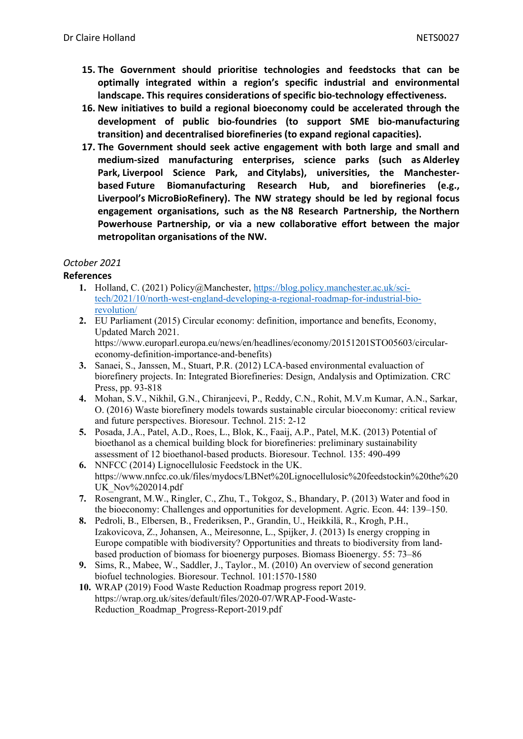15. **The Government should prioritise technologies and feedstocks that can be optimally integrated within a region's specific industrial and environmental landscape. This requires considerations of specific bio-technology effectiveness.**
16. **New initiatives to build a regional bioeconomy could be accelerated through the development of public bio-foundries (to support SME bio-manufacturing transition) and decentralised biorefineries (to expand regional capacities).**
17. **The Government should seek active engagement with both large and small and medium-sized manufacturing enterprises, science parks (such as Alderley Park, Liverpool Science Park, and Citylabs), universities, the Manchester-based Future Biomanufacturing Research Hub, and biorefineries (e.g., Liverpool's MicroBioRefinery). The NW strategy should be led by regional focus engagement organisations, such as the N8 Research Partnership, the Northern Powerhouse Partnership, or via a new collaborative effort between the major metropolitan organisations of the NW.**

*October 2021*

**References**

1. Holland, C. (2021) Policy@Manchester, https://blog.policy.manchester.ac.uk/sci-tech/2021/10/north-west-england-developing-a-regional-roadmap-for-industrial-bio-revolution/
2. EU Parliament (2015) Circular economy: definition, importance and benefits, Economy, Updated March 2021. https://www.europarl.europa.eu/news/en/headlines/economy/20151201STO05603/circular-economy-definition-importance-and-benefits)
3. Sanaei, S., Janssen, M., Stuart, P.R. (2012) LCA-based environmental evaluaction of biorefinery projects. In: Integrated Biorefineries: Design, Andalysis and Optimization. CRC Press, pp. 93-818
4. Mohan, S.V., Nikhil, G.N., Chiranjeevi, P., Reddy, C.N., Rohit, M.V.m Kumar, A.N., Sarkar, O. (2016) Waste biorefinery models towards sustainable circular bioeconomy: critical review and future perspectives. Bioresour. Technol. 215: 2-12
5. Posada, J.A., Patel, A.D., Roes, L., Blok, K., Faaij, A.P., Patel, M.K. (2013) Potential of bioethanol as a chemical building block for biorefineries: preliminary sustainability assessment of 12 bioethanol-based products. Bioresour. Technol. 135: 490-499
6. NNFCC (2014) Lignocellulosic Feedstock in the UK. https://www.nnfcc.co.uk/files/mydocs/LBNet%20Lignocellulosic%20feedstockin%20the%20UK_Nov%202014.pdf
7. Rosengrant, M.W., Ringler, C., Zhu, T., Tokgoz, S., Bhandary, P. (2013) Water and food in the bioeconomy: Challenges and opportunities for development. Agric. Econ. 44: 139–150.
8. Pedroli, B., Elbersen, B., Frederiksen, P., Grandin, U., Heikkilä, R., Krogh, P.H., Izakovicova, Z., Johansen, A., Meiresonne, L., Spijker, J. (2013) Is energy cropping in Europe compatible with biodiversity? Opportunities and threats to biodiversity from land-based production of biomass for bioenergy purposes. Biomass Bioenergy. 55: 73–86
9. Sims, R., Mabee, W., Saddler, J., Taylor., M. (2010) An overview of second generation biofuel technologies. Bioresour. Technol. 101:1570-1580
10. WRAP (2019) Food Waste Reduction Roadmap progress report 2019. https://wrap.org.uk/sites/default/files/2020-07/WRAP-Food-Waste-Reduction_Roadmap_Progress-Report-2019.pdf